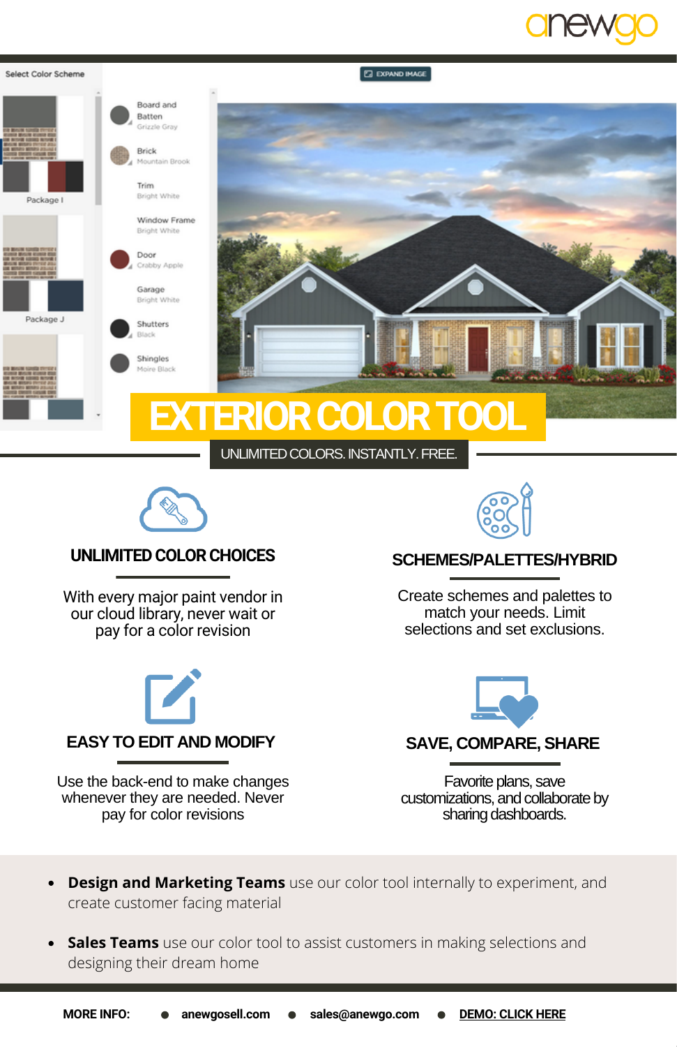anewgo

# EXTERIOR COLOR TOOL

UNLIMITED COLORS. INSTANTLY. FREE.

### UNLIMITED COLOR CHOICES

With every major paint vendor in our cloud library, never wait or pay for a color revision

### SCHEMES/PALETTES/HYBRID

Create schemes and palettes to match your needs. Limit selections and set exclusions.

### EASY TO EDIT AND MODIFY

Use the back-end to make changes whenever they are needed. Never pay for color revisions

### SAVE, COMPARE, SHARE

Favorite plans, save customizations, and collaborate by sharing dashboards.

- **Design and Marketing Teams** use our color tool internally to experiment, and create customer facing material
- **Sales Teams** use our color tool to assist customers in making selections and designing their dream home

**MORE INFO:** • **anewgosell.com** • **sales@anewgo.com** • **DEMO: CLICK HERE**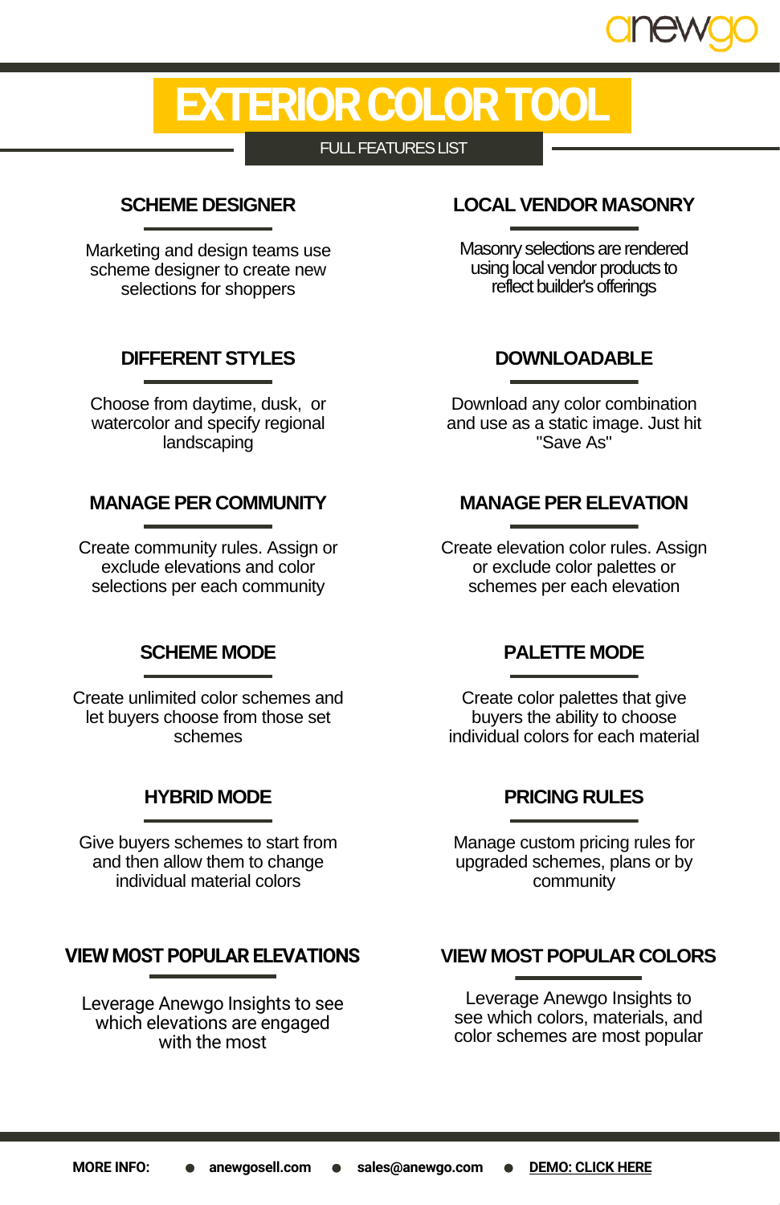anewgo

# EXTERIOR COLOR TOOL

FULL FEATURES LIST

### SCHEME DESIGNER

Marketing and design teams use scheme designer to create new selections for shoppers

### LOCAL VENDOR MASONRY

Masonry selections are rendered using local vendor products to reflect builder's offerings

### DIFFERENT STYLES

Choose from daytime, dusk, or watercolor and specify regional landscaping

### DOWNLOADABLE

Download any color combination and use as a static image. Just hit "Save As"

### MANAGE PER COMMUNITY

Create community rules. Assign or exclude elevations and color selections per each community

### MANAGE PER ELEVATION

Create elevation color rules. Assign or exclude color palettes or schemes per each elevation

### SCHEME MODE

Create unlimited color schemes and let buyers choose from those set schemes

### PALETTE MODE

Create color palettes that give buyers the ability to choose individual colors for each material

### HYBRID MODE

Give buyers schemes to start from and then allow them to change individual material colors

### PRICING RULES

Manage custom pricing rules for upgraded schemes, plans or by community

### VIEW MOST POPULAR ELEVATIONS

Leverage Anewgo Insights to see which elevations are engaged with the most

### VIEW MOST POPULAR COLORS

Leverage Anewgo Insights to see which colors, materials, and color schemes are most popular

**MORE INFO:** • **anewgosell.com** • **sales@anewgo.com** • **DEMO: CLICK HERE**